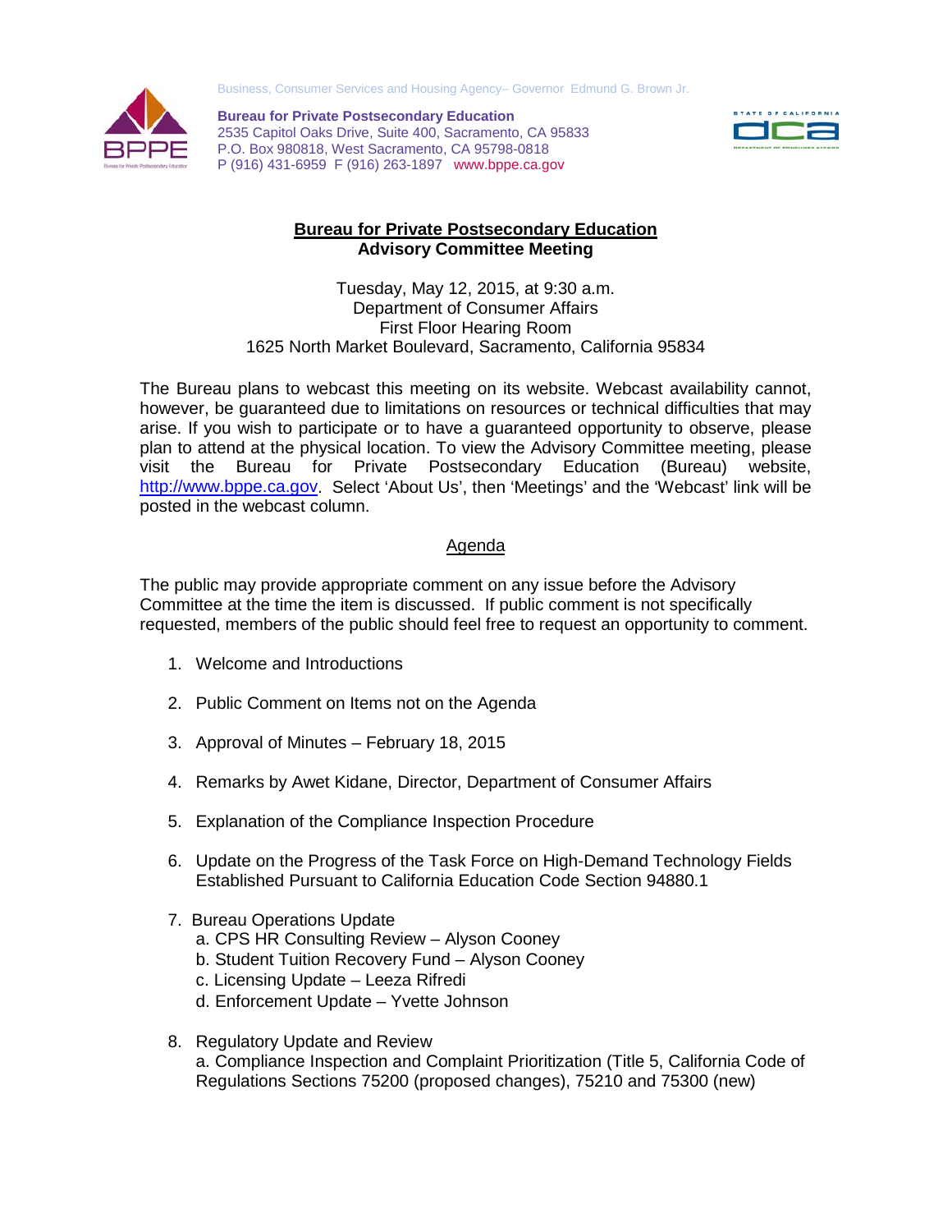Business, Consumer Services and Housing Agency– Governor Edmund G. Brown Jr.

**Bureau for Private Postsecondary Education**
2535 Capitol Oaks Drive, Suite 400, Sacramento, CA 95833
P.O. Box 980818, West Sacramento, CA 95798-0818
P (916) 431-6959 F (916) 263-1897 www.bppe.ca.gov

# Bureau for Private Postsecondary Education
## Advisory Committee Meeting

Tuesday, May 12, 2015, at 9:30 a.m.
Department of Consumer Affairs
First Floor Hearing Room
1625 North Market Boulevard, Sacramento, California 95834

The Bureau plans to webcast this meeting on its website. Webcast availability cannot, however, be guaranteed due to limitations on resources or technical difficulties that may arise. If you wish to participate or to have a guaranteed opportunity to observe, please plan to attend at the physical location. To view the Advisory Committee meeting, please visit the Bureau for Private Postsecondary Education (Bureau) website, http://www.bppe.ca.gov. Select 'About Us', then 'Meetings' and the 'Webcast' link will be posted in the webcast column.

## Agenda

The public may provide appropriate comment on any issue before the Advisory Committee at the time the item is discussed. If public comment is not specifically requested, members of the public should feel free to request an opportunity to comment.

1. Welcome and Introductions

2. Public Comment on Items not on the Agenda

3. Approval of Minutes – February 18, 2015

4. Remarks by Awet Kidane, Director, Department of Consumer Affairs

5. Explanation of the Compliance Inspection Procedure

6. Update on the Progress of the Task Force on High-Demand Technology Fields Established Pursuant to California Education Code Section 94880.1

7. Bureau Operations Update
   a. CPS HR Consulting Review – Alyson Cooney
   b. Student Tuition Recovery Fund – Alyson Cooney
   c. Licensing Update – Leeza Rifredi
   d. Enforcement Update – Yvette Johnson

8. Regulatory Update and Review
   a. Compliance Inspection and Complaint Prioritization (Title 5, California Code of Regulations Sections 75200 (proposed changes), 75210 and 75300 (new)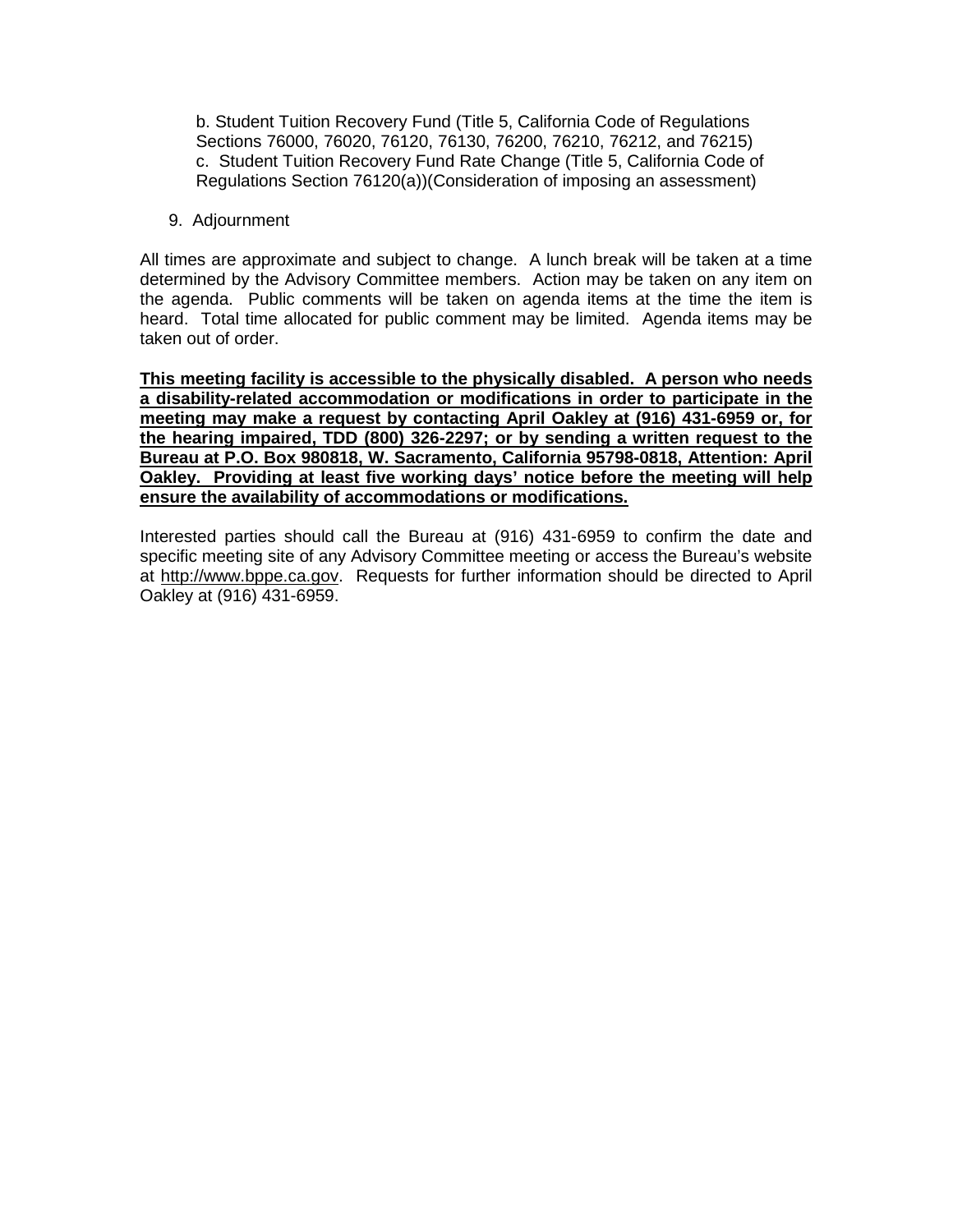b. Student Tuition Recovery Fund (Title 5, California Code of Regulations Sections 76000, 76020, 76120, 76130, 76200, 76210, 76212, and 76215)
c. Student Tuition Recovery Fund Rate Change (Title 5, California Code of Regulations Section 76120(a))(Consideration of imposing an assessment)

9. Adjournment

All times are approximate and subject to change. A lunch break will be taken at a time determined by the Advisory Committee members. Action may be taken on any item on the agenda. Public comments will be taken on agenda items at the time the item is heard. Total time allocated for public comment may be limited. Agenda items may be taken out of order.

**This meeting facility is accessible to the physically disabled. A person who needs a disability-related accommodation or modifications in order to participate in the meeting may make a request by contacting April Oakley at (916) 431-6959 or, for the hearing impaired, TDD (800) 326-2297; or by sending a written request to the Bureau at P.O. Box 980818, W. Sacramento, California 95798-0818, Attention: April Oakley. Providing at least five working days' notice before the meeting will help ensure the availability of accommodations or modifications.**

Interested parties should call the Bureau at (916) 431-6959 to confirm the date and specific meeting site of any Advisory Committee meeting or access the Bureau's website at http://www.bppe.ca.gov. Requests for further information should be directed to April Oakley at (916) 431-6959.